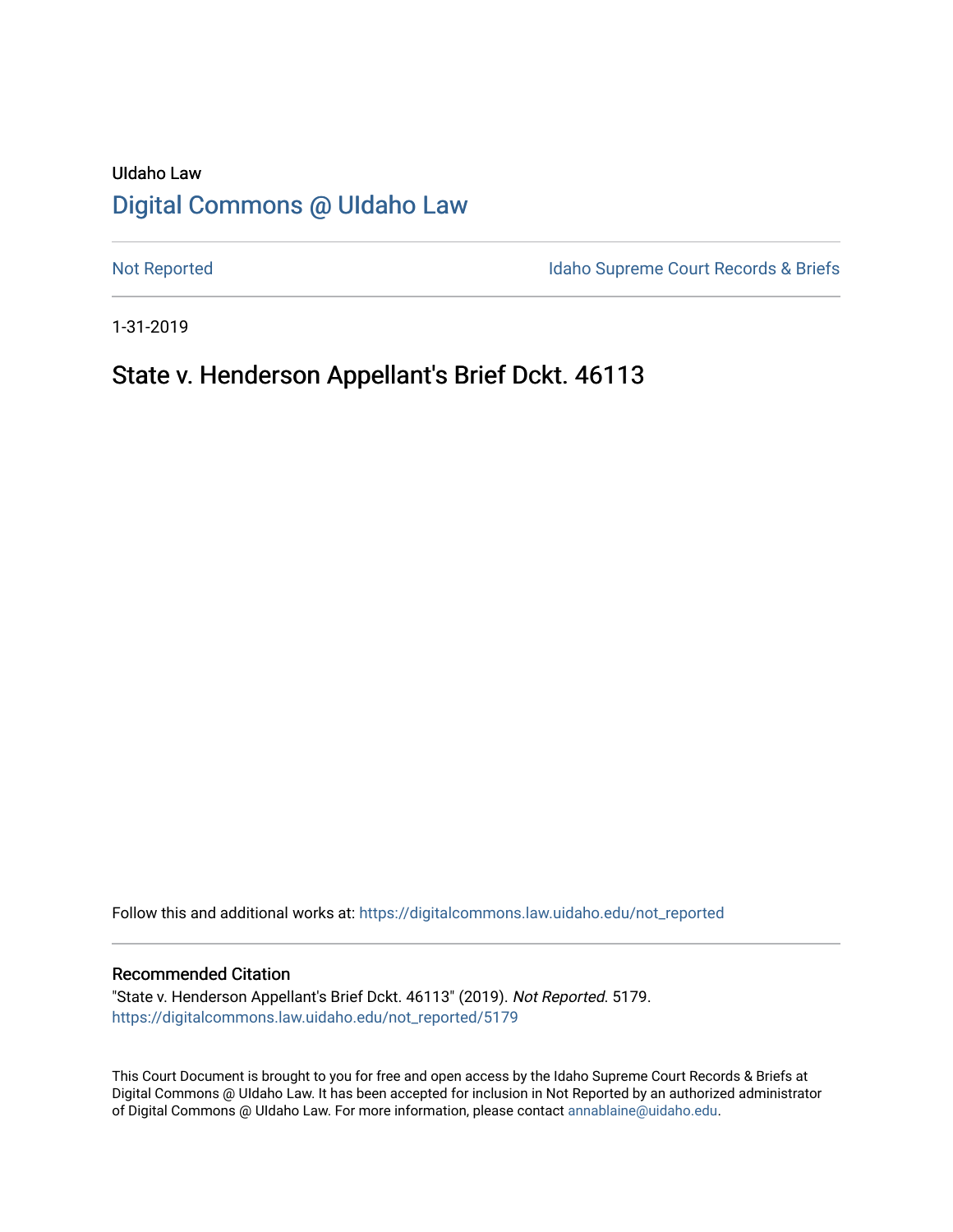UIdaho Law

# [Digital Commons @ UIdaho Law](https://digitalcommons.law.uidaho.edu/)

[Not Reported](https://digitalcommons.law.uidaho.edu/not_reported) | [Idaho Supreme Court Records & Briefs](https://digitalcommons.law.uidaho.edu/idaho_supreme_court_records)

1-31-2019

## State v. Henderson Appellant's Brief Dckt. 46113

Follow this and additional works at: [https://digitalcommons.law.uidaho.edu/not_reported](https://digitalcommons.law.uidaho.edu/not_reported)

### Recommended Citation

"State v. Henderson Appellant's Brief Dckt. 46113" (2019). *Not Reported*. 5179.
[https://digitalcommons.law.uidaho.edu/not_reported/5179](https://digitalcommons.law.uidaho.edu/not_reported/5179)

This Court Document is brought to you for free and open access by the Idaho Supreme Court Records & Briefs at Digital Commons @ UIdaho Law. It has been accepted for inclusion in Not Reported by an authorized administrator of Digital Commons @ UIdaho Law. For more information, please contact [annablaine@uidaho.edu](mailto:annablaine@uidaho.edu).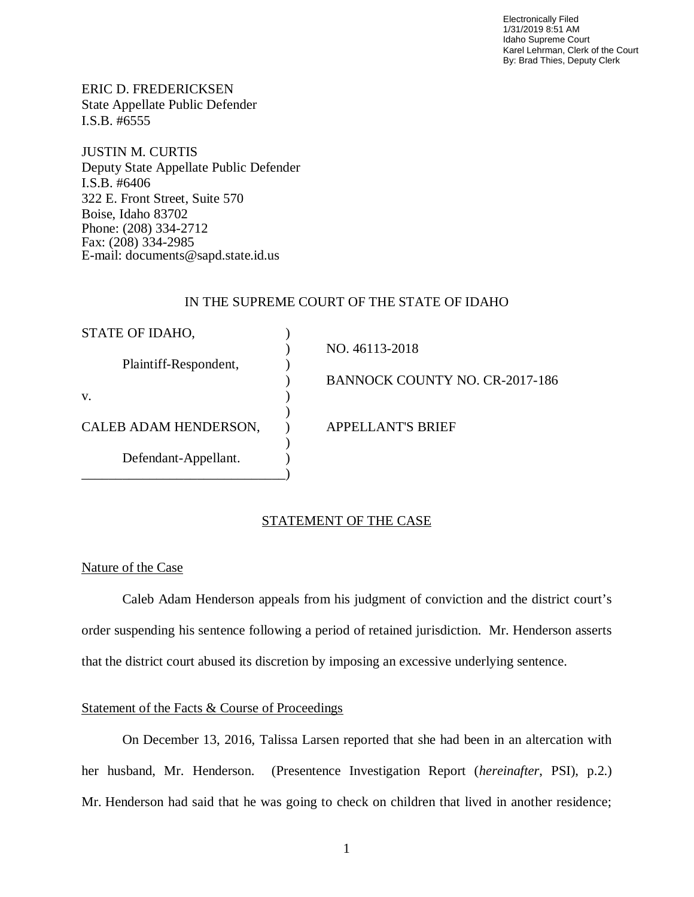Electronically Filed
1/31/2019 8:51 AM
Idaho Supreme Court
Karel Lehrman, Clerk of the Court
By: Brad Thies, Deputy Clerk

ERIC D. FREDERICKSEN
State Appellate Public Defender
I.S.B. #6555

JUSTIN M. CURTIS
Deputy State Appellate Public Defender
I.S.B. #6406
322 E. Front Street, Suite 570
Boise, Idaho 83702
Phone: (208) 334-2712
Fax: (208) 334-2985
E-mail: documents@sapd.state.id.us

IN THE SUPREME COURT OF THE STATE OF IDAHO

| | | |
|---|---|---|
| STATE OF IDAHO, | ) | |
| | ) | NO. 46113-2018 |
| Plaintiff-Respondent, | ) | |
| | ) | BANNOCK COUNTY NO. CR-2017-186 |
| v. | ) | |
| | ) | |
| CALEB ADAM HENDERSON, | ) | APPELLANT'S BRIEF |
| | ) | |
| Defendant-Appellant. | ) | |
| ______________________________ | ) | |

## STATEMENT OF THE CASE

### Nature of the Case

Caleb Adam Henderson appeals from his judgment of conviction and the district court's order suspending his sentence following a period of retained jurisdiction. Mr. Henderson asserts that the district court abused its discretion by imposing an excessive underlying sentence.

### Statement of the Facts & Course of Proceedings

On December 13, 2016, Talissa Larsen reported that she had been in an altercation with her husband, Mr. Henderson. (Presentence Investigation Report (*hereinafter*, PSI), p.2.) Mr. Henderson had said that he was going to check on children that lived in another residence;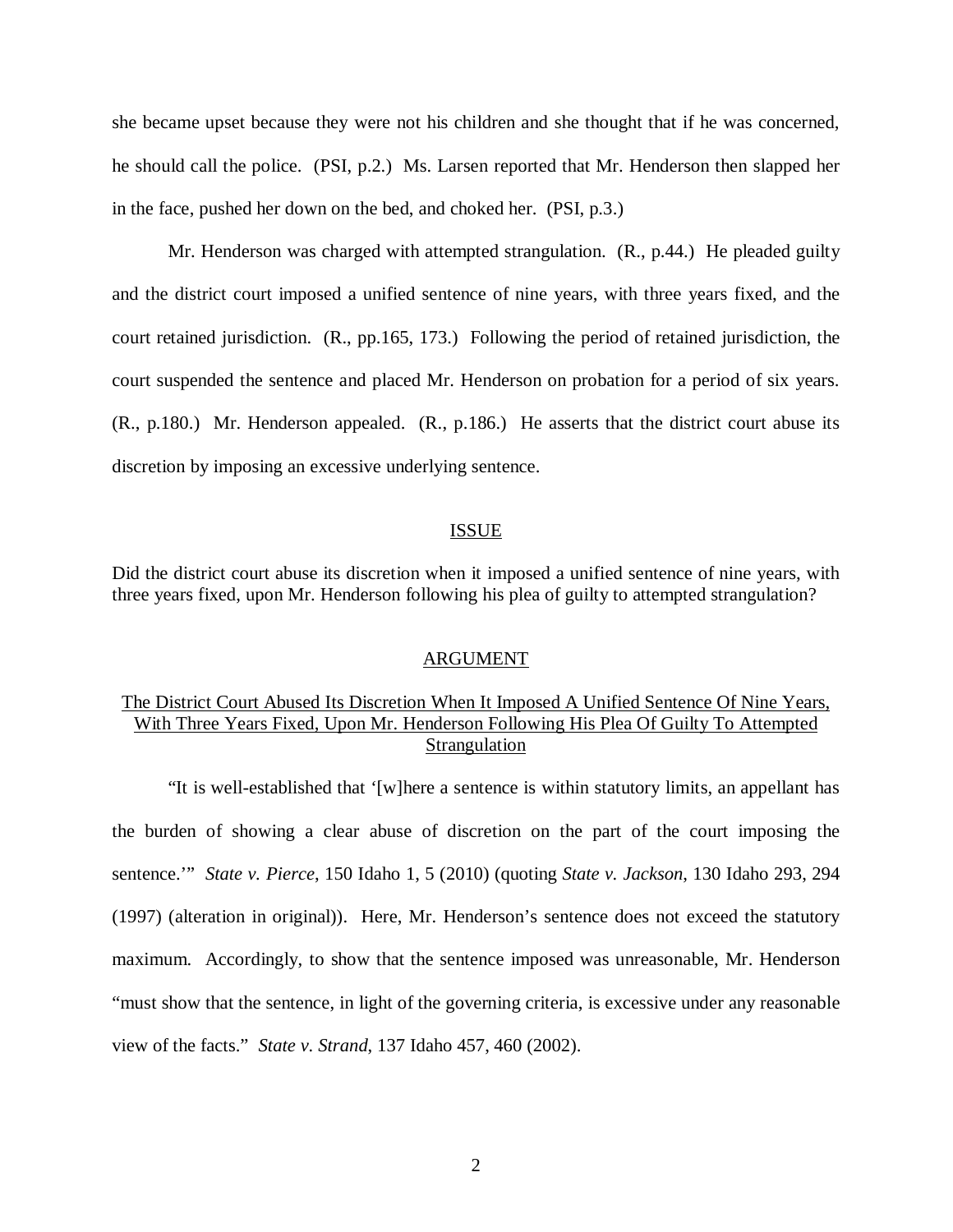she became upset because they were not his children and she thought that if he was concerned, he should call the police. (PSI, p.2.) Ms. Larsen reported that Mr. Henderson then slapped her in the face, pushed her down on the bed, and choked her. (PSI, p.3.)

Mr. Henderson was charged with attempted strangulation. (R., p.44.) He pleaded guilty and the district court imposed a unified sentence of nine years, with three years fixed, and the court retained jurisdiction. (R., pp.165, 173.) Following the period of retained jurisdiction, the court suspended the sentence and placed Mr. Henderson on probation for a period of six years. (R., p.180.) Mr. Henderson appealed. (R., p.186.) He asserts that the district court abuse its discretion by imposing an excessive underlying sentence.

## ISSUE

Did the district court abuse its discretion when it imposed a unified sentence of nine years, with three years fixed, upon Mr. Henderson following his plea of guilty to attempted strangulation?

## ARGUMENT

### The District Court Abused Its Discretion When It Imposed A Unified Sentence Of Nine Years, With Three Years Fixed, Upon Mr. Henderson Following His Plea Of Guilty To Attempted Strangulation

"It is well-established that '[w]here a sentence is within statutory limits, an appellant has the burden of showing a clear abuse of discretion on the part of the court imposing the sentence.'" *State v. Pierce*, 150 Idaho 1, 5 (2010) (quoting *State v. Jackson*, 130 Idaho 293, 294 (1997) (alteration in original)). Here, Mr. Henderson's sentence does not exceed the statutory maximum. Accordingly, to show that the sentence imposed was unreasonable, Mr. Henderson "must show that the sentence, in light of the governing criteria, is excessive under any reasonable view of the facts." *State v. Strand*, 137 Idaho 457, 460 (2002).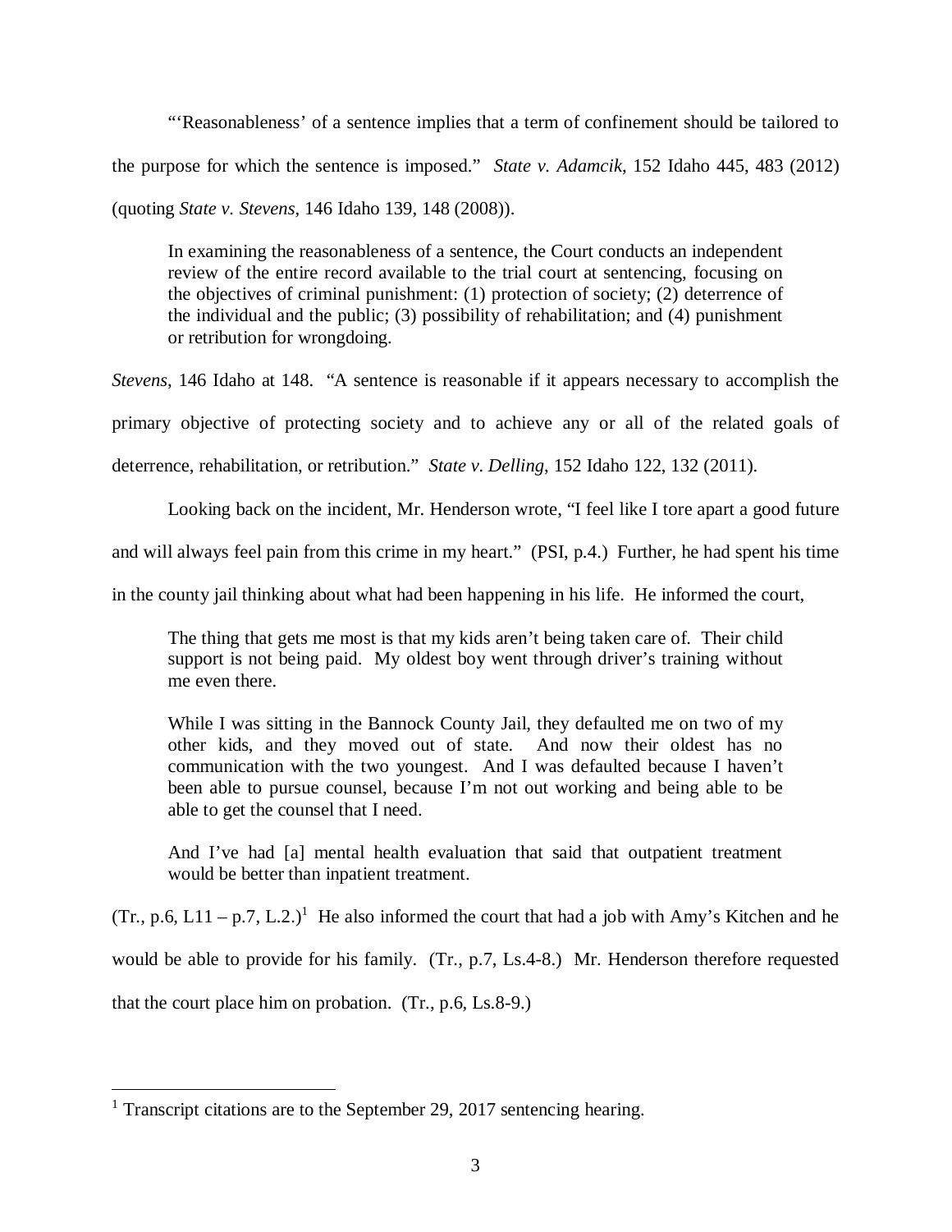"'Reasonableness' of a sentence implies that a term of confinement should be tailored to the purpose for which the sentence is imposed." *State v. Adamcik*, 152 Idaho 445, 483 (2012) (quoting *State v. Stevens*, 146 Idaho 139, 148 (2008)).

> In examining the reasonableness of a sentence, the Court conducts an independent review of the entire record available to the trial court at sentencing, focusing on the objectives of criminal punishment: (1) protection of society; (2) deterrence of the individual and the public; (3) possibility of rehabilitation; and (4) punishment or retribution for wrongdoing.

*Stevens*, 146 Idaho at 148. "A sentence is reasonable if it appears necessary to accomplish the primary objective of protecting society and to achieve any or all of the related goals of deterrence, rehabilitation, or retribution." *State v. Delling*, 152 Idaho 122, 132 (2011).

Looking back on the incident, Mr. Henderson wrote, "I feel like I tore apart a good future and will always feel pain from this crime in my heart." (PSI, p.4.) Further, he had spent his time in the county jail thinking about what had been happening in his life. He informed the court,

> The thing that gets me most is that my kids aren't being taken care of. Their child support is not being paid. My oldest boy went through driver's training without me even there.
>
> While I was sitting in the Bannock County Jail, they defaulted me on two of my other kids, and they moved out of state. And now their oldest has no communication with the two youngest. And I was defaulted because I haven't been able to pursue counsel, because I'm not out working and being able to be able to get the counsel that I need.
>
> And I've had [a] mental health evaluation that said that outpatient treatment would be better than inpatient treatment.

(Tr., p.6, L11 – p.7, L.2.)[1] He also informed the court that had a job with Amy's Kitchen and he would be able to provide for his family. (Tr., p.7, Ls.4-8.) Mr. Henderson therefore requested that the court place him on probation. (Tr., p.6, Ls.8-9.)

[1] Transcript citations are to the September 29, 2017 sentencing hearing.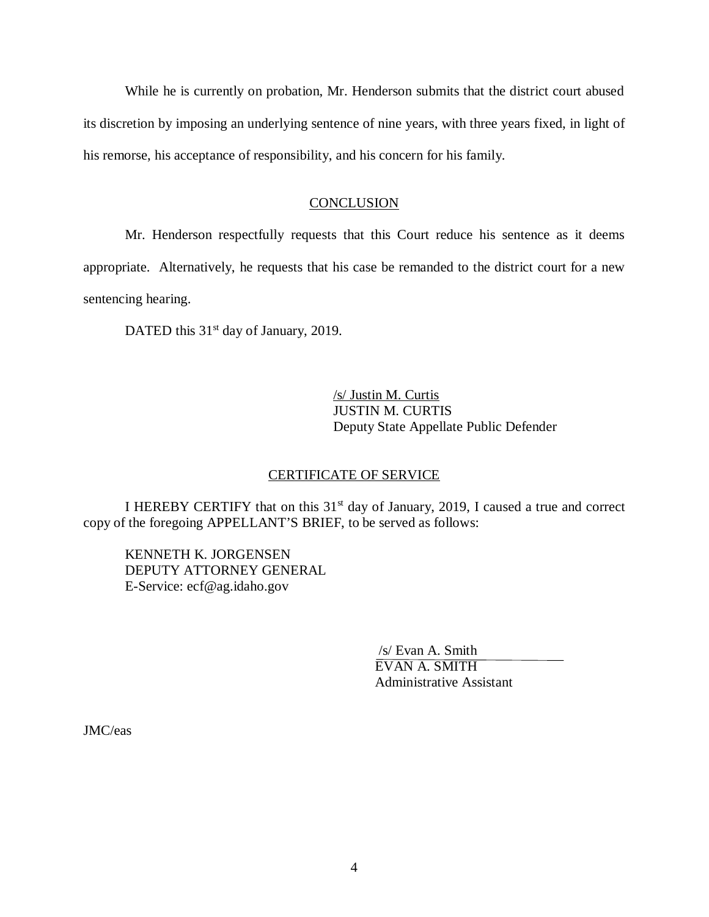While he is currently on probation, Mr. Henderson submits that the district court abused its discretion by imposing an underlying sentence of nine years, with three years fixed, in light of his remorse, his acceptance of responsibility, and his concern for his family.

## CONCLUSION

Mr. Henderson respectfully requests that this Court reduce his sentence as it deems appropriate. Alternatively, he requests that his case be remanded to the district court for a new sentencing hearing.

DATED this 31st day of January, 2019.

/s/ Justin M. Curtis
JUSTIN M. CURTIS
Deputy State Appellate Public Defender

## CERTIFICATE OF SERVICE

I HEREBY CERTIFY that on this 31st day of January, 2019, I caused a true and correct copy of the foregoing APPELLANT'S BRIEF, to be served as follows:

KENNETH K. JORGENSEN
DEPUTY ATTORNEY GENERAL
E-Service: ecf@ag.idaho.gov

/s/ Evan A. Smith
EVAN A. SMITH
Administrative Assistant

JMC/eas